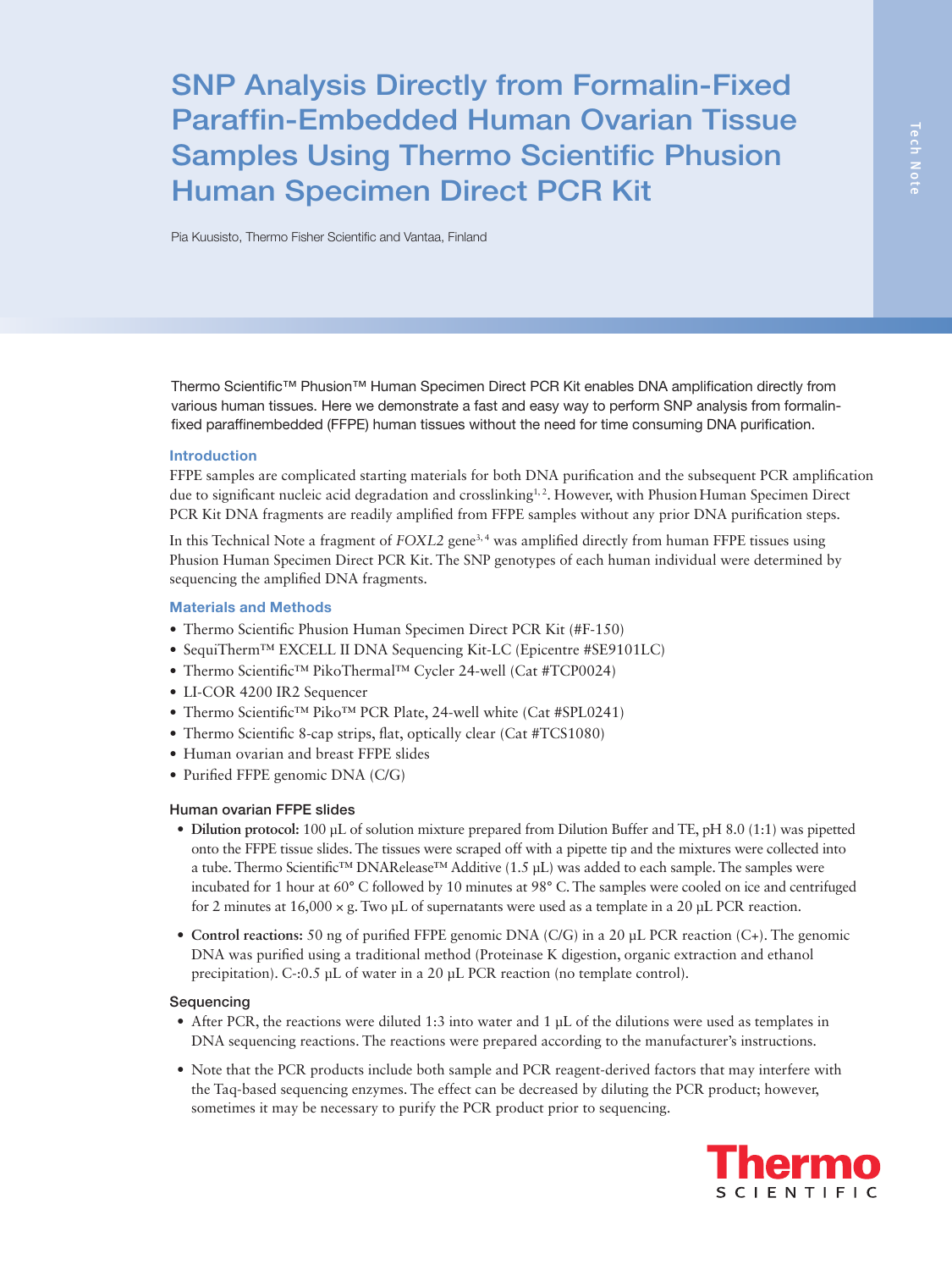# SNP Analysis Directly from Formalin-Fixed Paraffin-Embedded Human Ovarian Tissue Samples Using Thermo Scientific Phusion Human Specimen Direct PCR Kit

Pia Kuusisto, Thermo Fisher Scientific and Vantaa, Finland

Thermo Scientific™ Phusion™ Human Specimen Direct PCR Kit enables DNA amplification directly from various human tissues. Here we demonstrate a fast and easy way to perform SNP analysis from formalin-fixed paraffinembedded (FFPE) human tissues without the need for time consuming DNA purification.

## Introduction

FFPE samples are complicated starting materials for both DNA purification and the subsequent PCR amplification due to significant nucleic acid degradation and crosslinking[1, 2]. However, with Phusion Human Specimen Direct PCR Kit DNA fragments are readily amplified from FFPE samples without any prior DNA purification steps.

In this Technical Note a fragment of *FOXL2* gene[3, 4] was amplified directly from human FFPE tissues using Phusion Human Specimen Direct PCR Kit. The SNP genotypes of each human individual were determined by sequencing the amplified DNA fragments.

## Materials and Methods

- Thermo Scientific Phusion Human Specimen Direct PCR Kit (#F-150)
- SequiTherm™ EXCELL II DNA Sequencing Kit-LC (Epicentre #SE9101LC)
- Thermo Scientific™ PikoThermal™ Cycler 24-well (Cat #TCP0024)
- LI-COR 4200 IR2 Sequencer
- Thermo Scientific™ Piko™ PCR Plate, 24-well white (Cat #SPL0241)
- Thermo Scientific 8-cap strips, flat, optically clear (Cat #TCS1080)
- Human ovarian and breast FFPE slides
- Purified FFPE genomic DNA (C/G)

### Human ovarian FFPE slides

- **Dilution protocol:** 100 µL of solution mixture prepared from Dilution Buffer and TE, pH 8.0 (1:1) was pipetted onto the FFPE tissue slides. The tissues were scraped off with a pipette tip and the mixtures were collected into a tube. Thermo Scientific™ DNARelease™ Additive (1.5 µL) was added to each sample. The samples were incubated for 1 hour at 60° C followed by 10 minutes at 98° C. The samples were cooled on ice and centrifuged for 2 minutes at 16,000 × g. Two µL of supernatants were used as a template in a 20 µL PCR reaction.
- **Control reactions:** 50 ng of purified FFPE genomic DNA (C/G) in a 20 µL PCR reaction (C+). The genomic DNA was purified using a traditional method (Proteinase K digestion, organic extraction and ethanol precipitation). C-:0.5 µL of water in a 20 µL PCR reaction (no template control).

### Sequencing

- After PCR, the reactions were diluted 1:3 into water and 1 µL of the dilutions were used as templates in DNA sequencing reactions. The reactions were prepared according to the manufacturer's instructions.
- Note that the PCR products include both sample and PCR reagent-derived factors that may interfere with the Taq-based sequencing enzymes. The effect can be decreased by diluting the PCR product; however, sometimes it may be necessary to purify the PCR product prior to sequencing.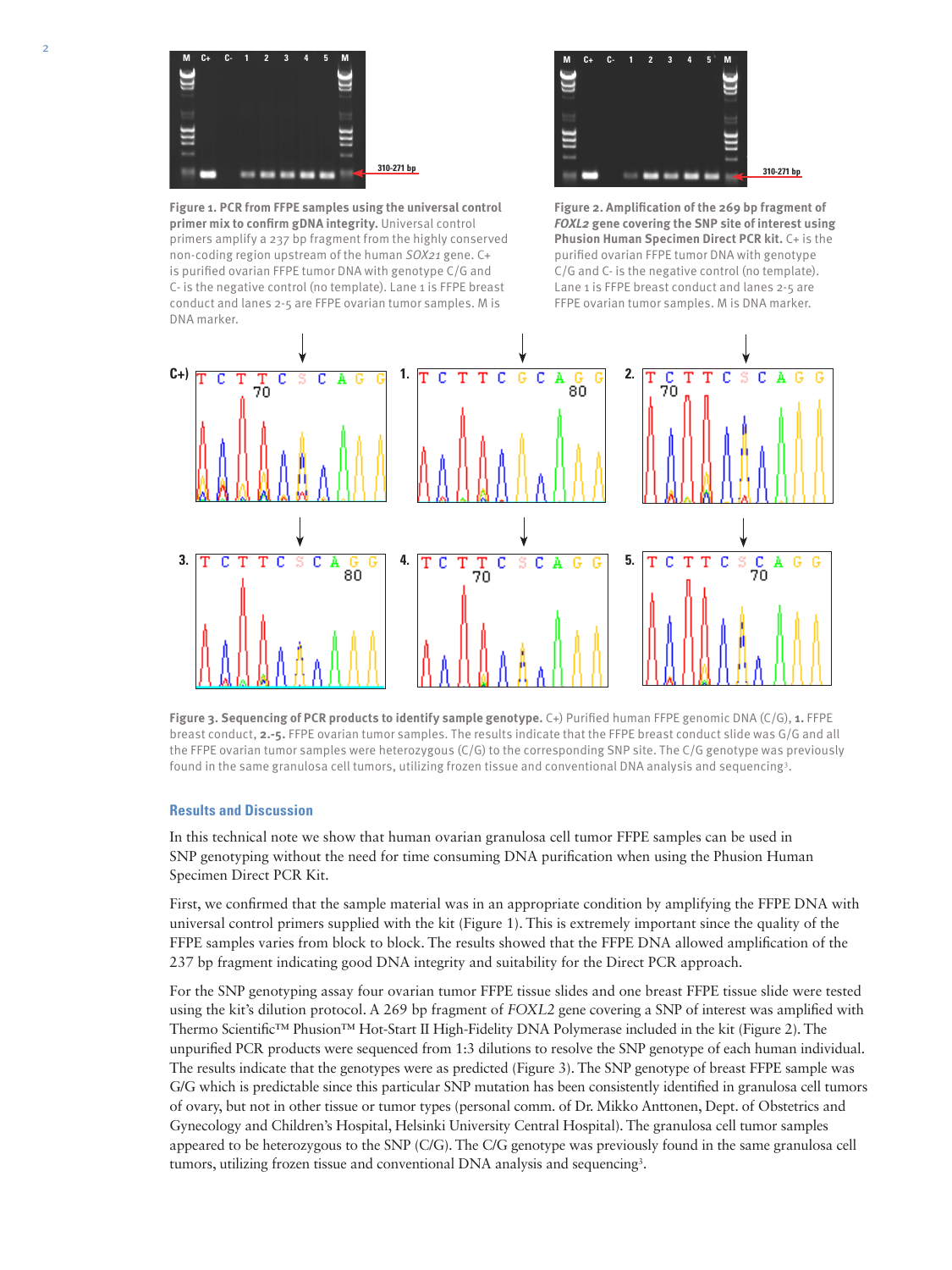**Figure 1. PCR from FFPE samples using the universal control primer mix to confirm gDNA integrity.** Universal control primers amplify a 237 bp fragment from the highly conserved non-coding region upstream of the human *SOX21* gene. C+ is purified ovarian FFPE tumor DNA with genotype C/G and C- is the negative control (no template). Lane 1 is FFPE breast conduct and lanes 2-5 are FFPE ovarian tumor samples. M is DNA marker.

**Figure 2. Amplification of the 269 bp fragment of *FOXL2* gene covering the SNP site of interest using Phusion Human Specimen Direct PCR kit.** C+ is the purified ovarian FFPE tumor DNA with genotype C/G and C- is the negative control (no template). Lane 1 is FFPE breast conduct and lanes 2-5 are FFPE ovarian tumor samples. M is DNA marker.

**Figure 3. Sequencing of PCR products to identify sample genotype.** C+) Purified human FFPE genomic DNA (C/G), **1.** FFPE breast conduct, **2.-5.** FFPE ovarian tumor samples. The results indicate that the FFPE breast conduct slide was G/G and all the FFPE ovarian tumor samples were heterozygous (C/G) to the corresponding SNP site. The C/G genotype was previously found in the same granulosa cell tumors, utilizing frozen tissue and conventional DNA analysis and sequencing[3].

## Results and Discussion

In this technical note we show that human ovarian granulosa cell tumor FFPE samples can be used in SNP genotyping without the need for time consuming DNA purification when using the Phusion Human Specimen Direct PCR Kit.

First, we confirmed that the sample material was in an appropriate condition by amplifying the FFPE DNA with universal control primers supplied with the kit (Figure 1). This is extremely important since the quality of the FFPE samples varies from block to block. The results showed that the FFPE DNA allowed amplification of the 237 bp fragment indicating good DNA integrity and suitability for the Direct PCR approach.

For the SNP genotyping assay four ovarian tumor FFPE tissue slides and one breast FFPE tissue slide were tested using the kit's dilution protocol. A 269 bp fragment of *FOXL2* gene covering a SNP of interest was amplified with Thermo Scientific™ Phusion™ Hot-Start II High-Fidelity DNA Polymerase included in the kit (Figure 2). The unpurified PCR products were sequenced from 1:3 dilutions to resolve the SNP genotype of each human individual. The results indicate that the genotypes were as predicted (Figure 3). The SNP genotype of breast FFPE sample was G/G which is predictable since this particular SNP mutation has been consistently identified in granulosa cell tumors of ovary, but not in other tissue or tumor types (personal comm. of Dr. Mikko Anttonen, Dept. of Obstetrics and Gynecology and Children's Hospital, Helsinki University Central Hospital). The granulosa cell tumor samples appeared to be heterozygous to the SNP (C/G). The C/G genotype was previously found in the same granulosa cell tumors, utilizing frozen tissue and conventional DNA analysis and sequencing[3].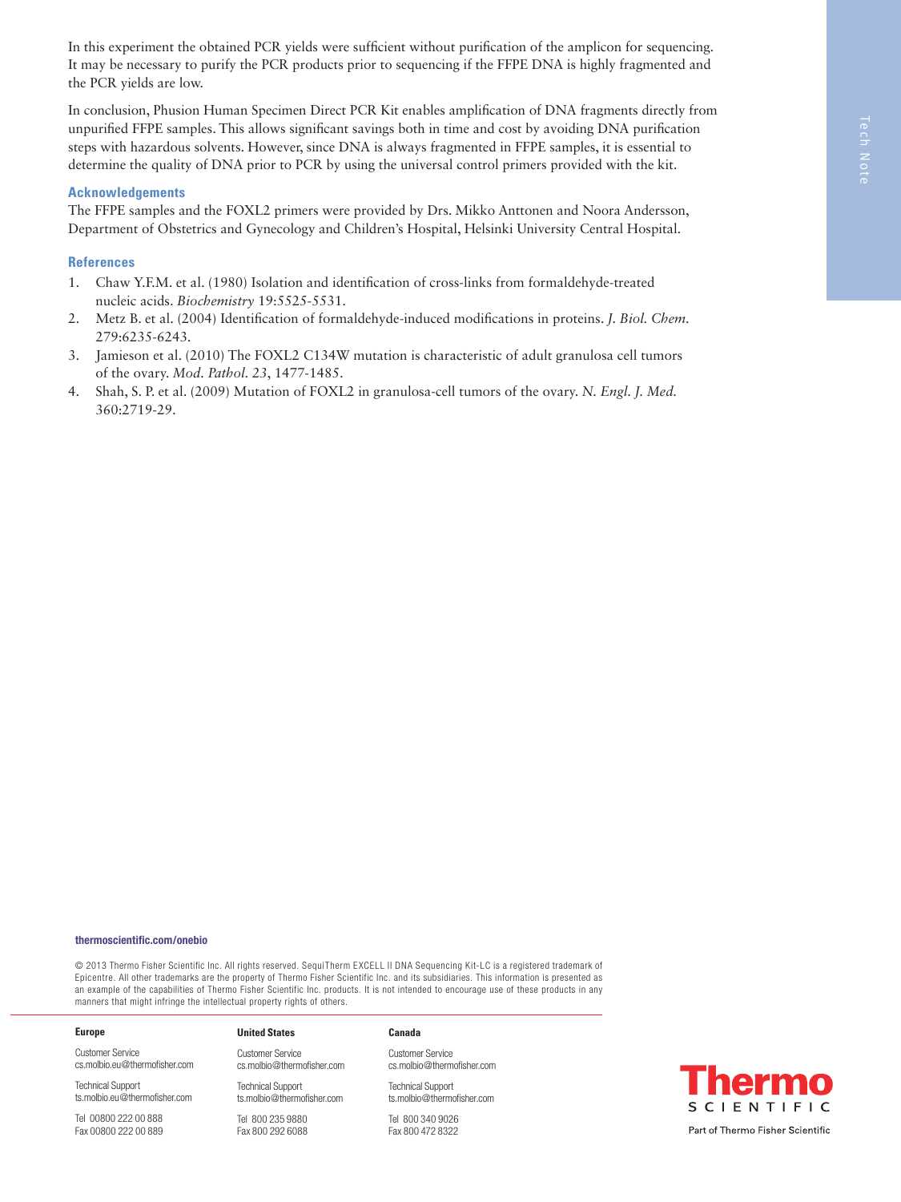In this experiment the obtained PCR yields were sufficient without purification of the amplicon for sequencing. It may be necessary to purify the PCR products prior to sequencing if the FFPE DNA is highly fragmented and the PCR yields are low.

In conclusion, Phusion Human Specimen Direct PCR Kit enables amplification of DNA fragments directly from unpurified FFPE samples. This allows significant savings both in time and cost by avoiding DNA purification steps with hazardous solvents. However, since DNA is always fragmented in FFPE samples, it is essential to determine the quality of DNA prior to PCR by using the universal control primers provided with the kit.

### Acknowledgements

The FFPE samples and the FOXL2 primers were provided by Drs. Mikko Anttonen and Noora Andersson, Department of Obstetrics and Gynecology and Children's Hospital, Helsinki University Central Hospital.

### References

1. Chaw Y.F.M. et al. (1980) Isolation and identification of cross-links from formaldehyde-treated nucleic acids. *Biochemistry* 19:5525-5531.
2. Metz B. et al. (2004) Identification of formaldehyde-induced modifications in proteins. *J. Biol. Chem.* 279:6235-6243.
3. Jamieson et al. (2010) The FOXL2 C134W mutation is characteristic of adult granulosa cell tumors of the ovary. *Mod. Pathol. 23*, 1477-1485.
4. Shah, S. P. et al. (2009) Mutation of FOXL2 in granulosa-cell tumors of the ovary. *N. Engl. J. Med.* 360:2719-29.

**thermoscientific.com/onebio**

© 2013 Thermo Fisher Scientific Inc. All rights reserved. SequiTherm EXCELL II DNA Sequencing Kit-LC is a registered trademark of Epicentre. All other trademarks are the property of Thermo Fisher Scientific Inc. and its subsidiaries. This information is presented as an example of the capabilities of Thermo Fisher Scientific Inc. products. It is not intended to encourage use of these products in any manners that might infringe the intellectual property rights of others.

**Europe**

Customer Service
cs.molbio.eu@thermofisher.com

Technical Support
ts.molbio.eu@thermofisher.com

Tel 00800 222 00 888
Fax 00800 222 00 889

**United States**

Customer Service
cs.molbio@thermofisher.com

Technical Support
ts.molbio@thermofisher.com

Tel 800 235 9880
Fax 800 292 6088

**Canada**

Customer Service
cs.molbio@thermofisher.com

Technical Support
ts.molbio@thermofisher.com

Tel 800 340 9026
Fax 800 472 8322

Thermo SCIENTIFIC

Part of Thermo Fisher Scientific